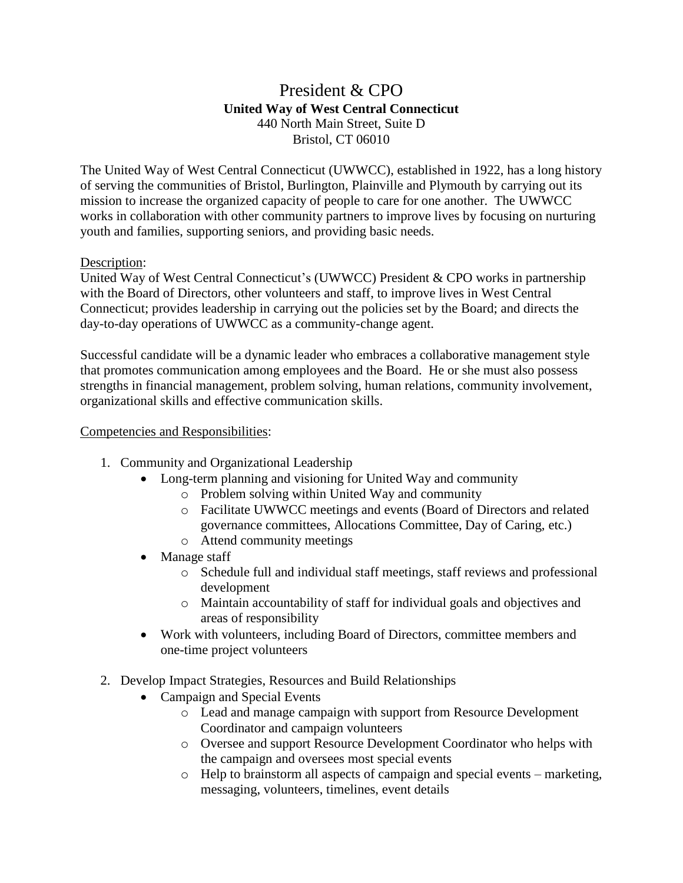# President & CPO

**United Way of West Central Connecticut**
440 North Main Street, Suite D
Bristol, CT 06010

The United Way of West Central Connecticut (UWWCC), established in 1922, has a long history of serving the communities of Bristol, Burlington, Plainville and Plymouth by carrying out its mission to increase the organized capacity of people to care for one another. The UWWCC works in collaboration with other community partners to improve lives by focusing on nurturing youth and families, supporting seniors, and providing basic needs.

Description:
United Way of West Central Connecticut's (UWWCC) President & CPO works in partnership with the Board of Directors, other volunteers and staff, to improve lives in West Central Connecticut; provides leadership in carrying out the policies set by the Board; and directs the day-to-day operations of UWWCC as a community-change agent.

Successful candidate will be a dynamic leader who embraces a collaborative management style that promotes communication among employees and the Board. He or she must also possess strengths in financial management, problem solving, human relations, community involvement, organizational skills and effective communication skills.

Competencies and Responsibilities:

1. Community and Organizational Leadership
   - Long-term planning and visioning for United Way and community
     - Problem solving within United Way and community
     - Facilitate UWWCC meetings and events (Board of Directors and related governance committees, Allocations Committee, Day of Caring, etc.)
     - Attend community meetings
   - Manage staff
     - Schedule full and individual staff meetings, staff reviews and professional development
     - Maintain accountability of staff for individual goals and objectives and areas of responsibility
   - Work with volunteers, including Board of Directors, committee members and one-time project volunteers

2. Develop Impact Strategies, Resources and Build Relationships
   - Campaign and Special Events
     - Lead and manage campaign with support from Resource Development Coordinator and campaign volunteers
     - Oversee and support Resource Development Coordinator who helps with the campaign and oversees most special events
     - Help to brainstorm all aspects of campaign and special events – marketing, messaging, volunteers, timelines, event details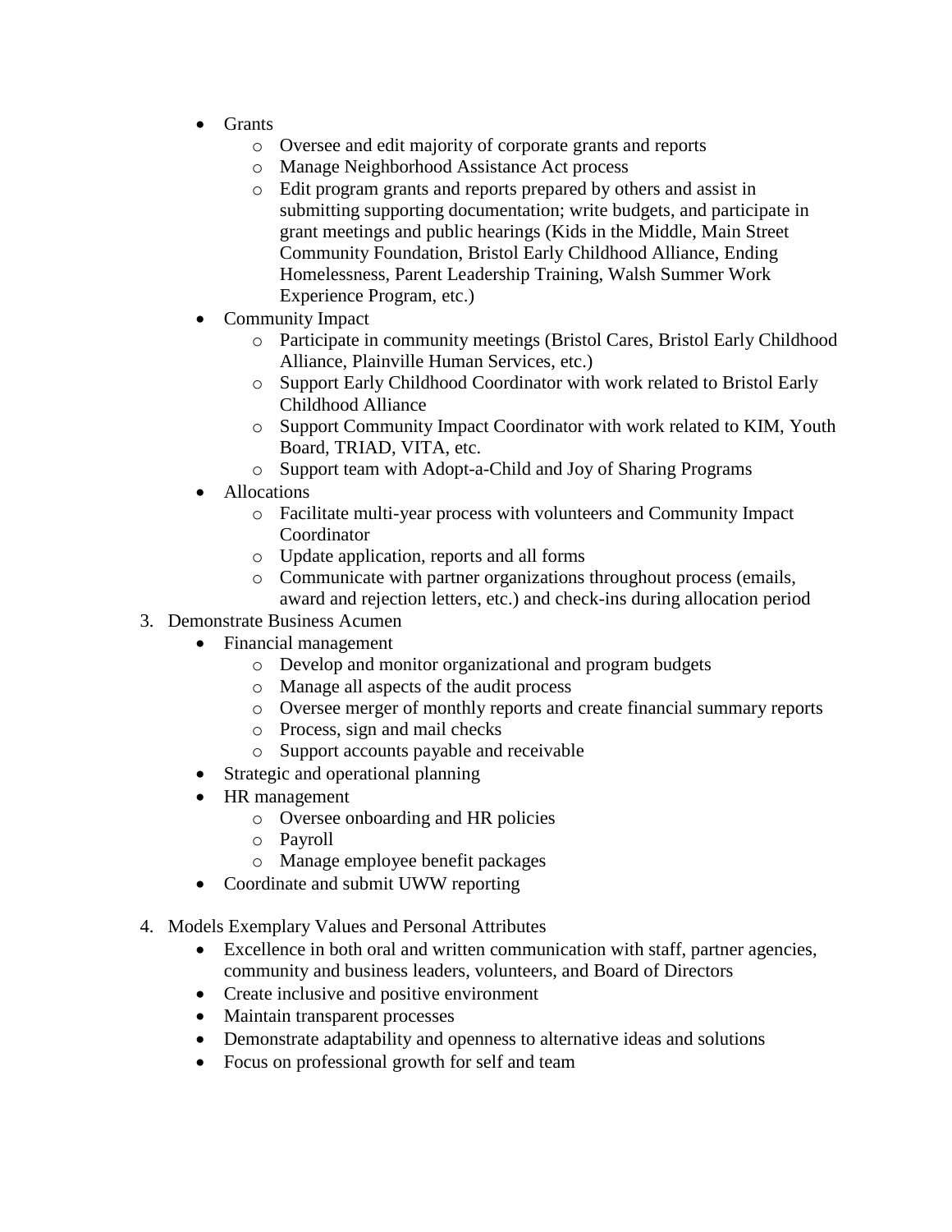- Grants
  - Oversee and edit majority of corporate grants and reports
  - Manage Neighborhood Assistance Act process
  - Edit program grants and reports prepared by others and assist in submitting supporting documentation; write budgets, and participate in grant meetings and public hearings (Kids in the Middle, Main Street Community Foundation, Bristol Early Childhood Alliance, Ending Homelessness, Parent Leadership Training, Walsh Summer Work Experience Program, etc.)
- Community Impact
  - Participate in community meetings (Bristol Cares, Bristol Early Childhood Alliance, Plainville Human Services, etc.)
  - Support Early Childhood Coordinator with work related to Bristol Early Childhood Alliance
  - Support Community Impact Coordinator with work related to KIM, Youth Board, TRIAD, VITA, etc.
  - Support team with Adopt-a-Child and Joy of Sharing Programs
- Allocations
  - Facilitate multi-year process with volunteers and Community Impact Coordinator
  - Update application, reports and all forms
  - Communicate with partner organizations throughout process (emails, award and rejection letters, etc.) and check-ins during allocation period

3. Demonstrate Business Acumen
   - Financial management
     - Develop and monitor organizational and program budgets
     - Manage all aspects of the audit process
     - Oversee merger of monthly reports and create financial summary reports
     - Process, sign and mail checks
     - Support accounts payable and receivable
   - Strategic and operational planning
   - HR management
     - Oversee onboarding and HR policies
     - Payroll
     - Manage employee benefit packages
   - Coordinate and submit UWW reporting

4. Models Exemplary Values and Personal Attributes
   - Excellence in both oral and written communication with staff, partner agencies, community and business leaders, volunteers, and Board of Directors
   - Create inclusive and positive environment
   - Maintain transparent processes
   - Demonstrate adaptability and openness to alternative ideas and solutions
   - Focus on professional growth for self and team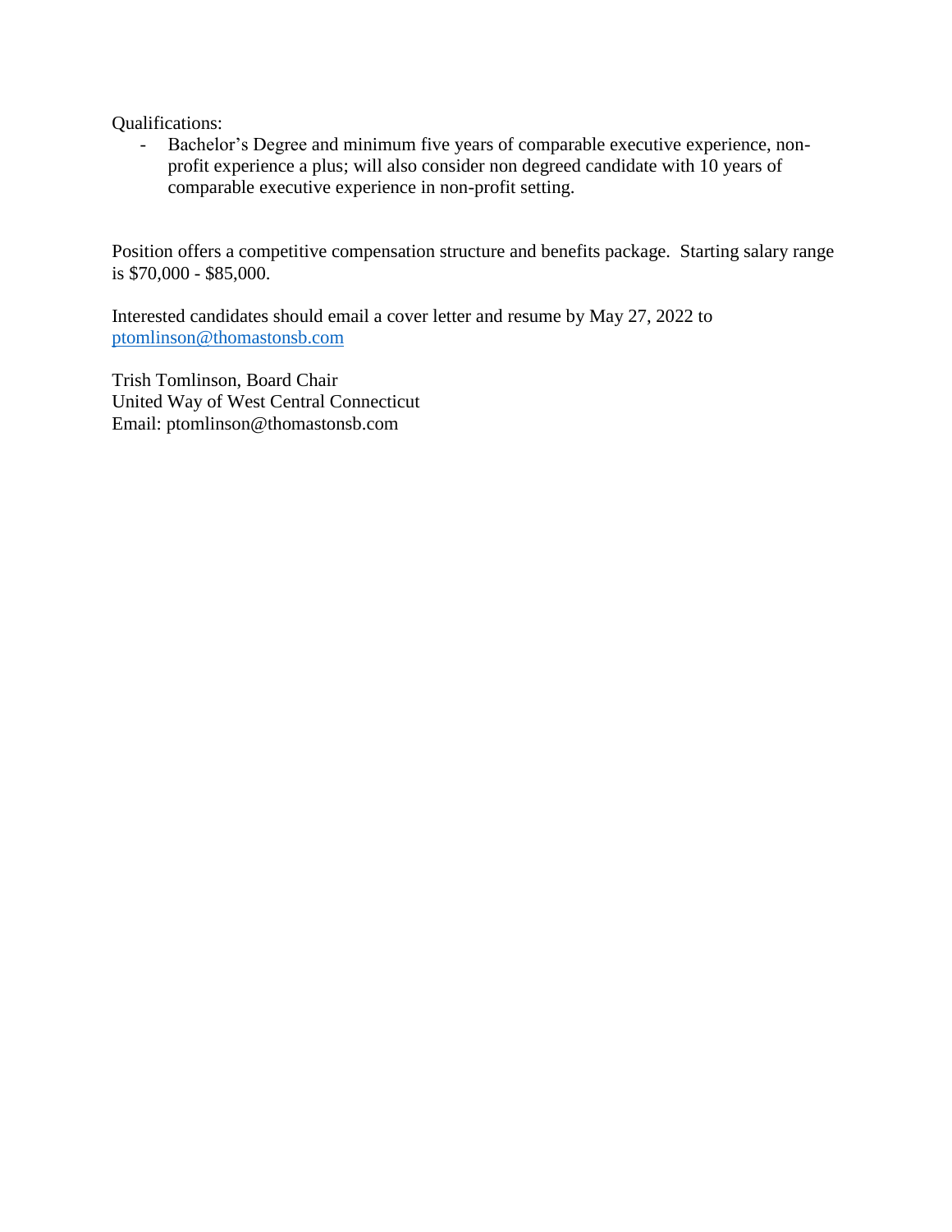Qualifications:

- Bachelor's Degree and minimum five years of comparable executive experience, non-profit experience a plus; will also consider non degreed candidate with 10 years of comparable executive experience in non-profit setting.

Position offers a competitive compensation structure and benefits package. Starting salary range is $70,000 - $85,000.

Interested candidates should email a cover letter and resume by May 27, 2022 to ptomlinson@thomastonsb.com

Trish Tomlinson, Board Chair
United Way of West Central Connecticut
Email: ptomlinson@thomastonsb.com